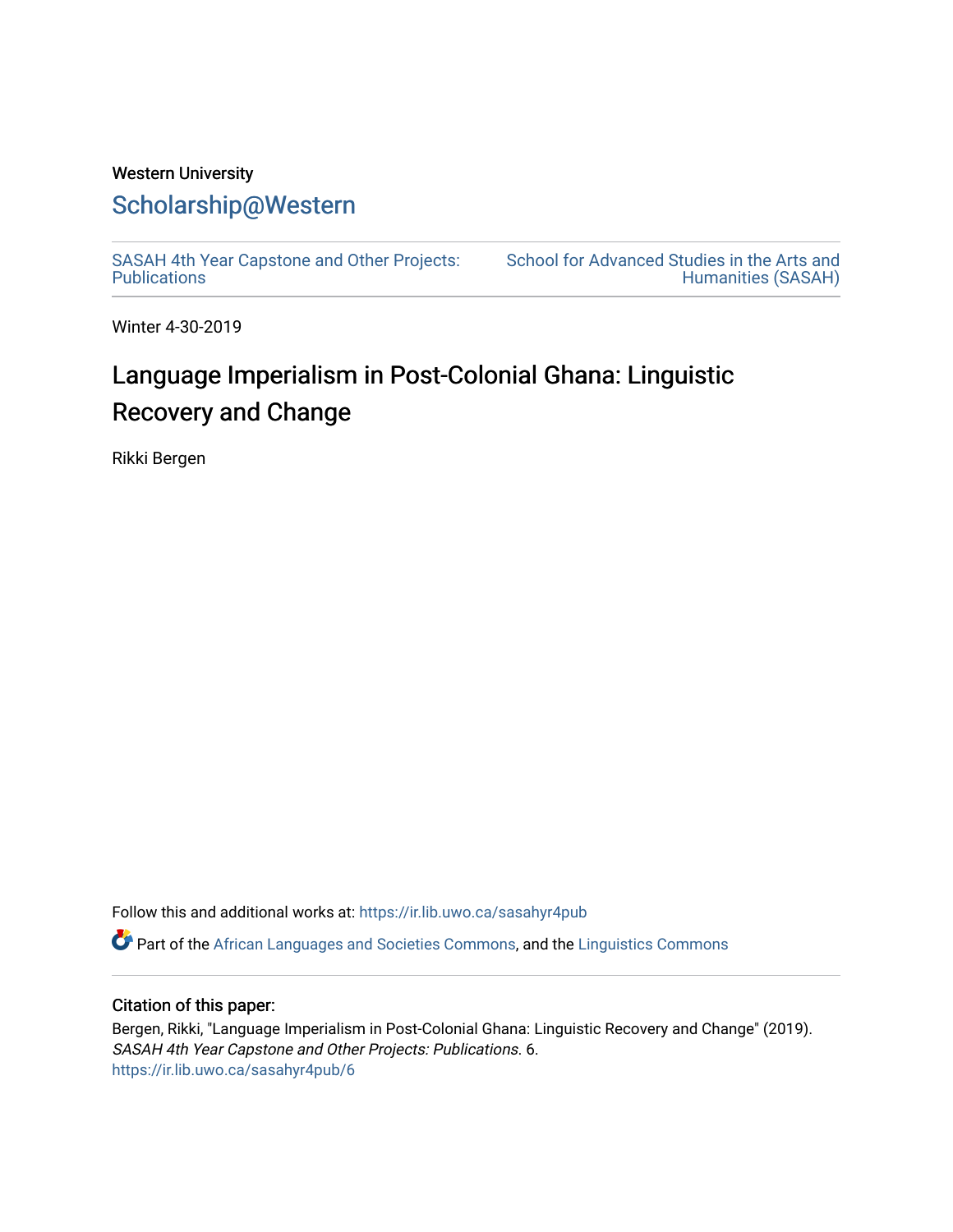Western University

# Scholarship@Western

SASAH 4th Year Capstone and Other Projects: Publications

School for Advanced Studies in the Arts and Humanities (SASAH)

Winter 4-30-2019

# Language Imperialism in Post-Colonial Ghana: Linguistic Recovery and Change

Rikki Bergen

Follow this and additional works at: https://ir.lib.uwo.ca/sasahyr4pub

Part of the African Languages and Societies Commons, and the Linguistics Commons

## Citation of this paper:

Bergen, Rikki, "Language Imperialism in Post-Colonial Ghana: Linguistic Recovery and Change" (2019). *SASAH 4th Year Capstone and Other Projects: Publications*. 6.
https://ir.lib.uwo.ca/sasahyr4pub/6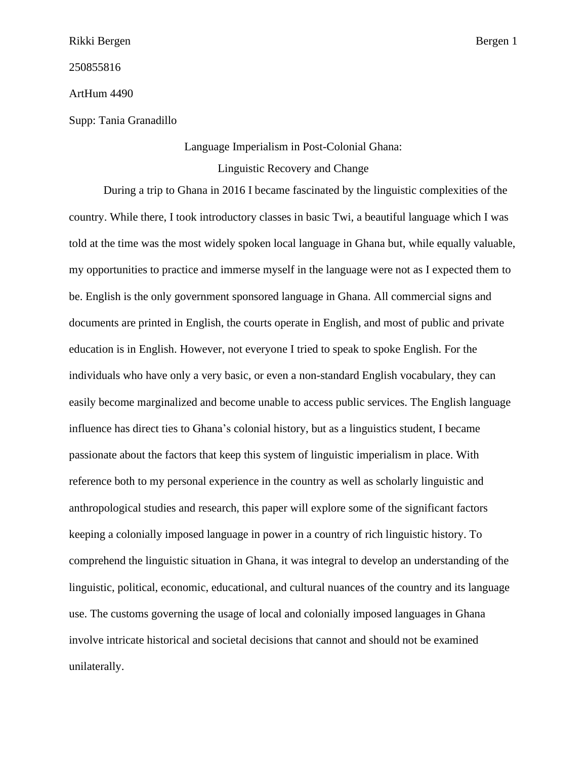Rikki Bergen

250855816

ArtHum 4490

Supp: Tania Granadillo

# Language Imperialism in Post-Colonial Ghana:
# Linguistic Recovery and Change

During a trip to Ghana in 2016 I became fascinated by the linguistic complexities of the country. While there, I took introductory classes in basic Twi, a beautiful language which I was told at the time was the most widely spoken local language in Ghana but, while equally valuable, my opportunities to practice and immerse myself in the language were not as I expected them to be. English is the only government sponsored language in Ghana. All commercial signs and documents are printed in English, the courts operate in English, and most of public and private education is in English. However, not everyone I tried to speak to spoke English. For the individuals who have only a very basic, or even a non-standard English vocabulary, they can easily become marginalized and become unable to access public services. The English language influence has direct ties to Ghana's colonial history, but as a linguistics student, I became passionate about the factors that keep this system of linguistic imperialism in place. With reference both to my personal experience in the country as well as scholarly linguistic and anthropological studies and research, this paper will explore some of the significant factors keeping a colonially imposed language in power in a country of rich linguistic history. To comprehend the linguistic situation in Ghana, it was integral to develop an understanding of the linguistic, political, economic, educational, and cultural nuances of the country and its language use. The customs governing the usage of local and colonially imposed languages in Ghana involve intricate historical and societal decisions that cannot and should not be examined unilaterally.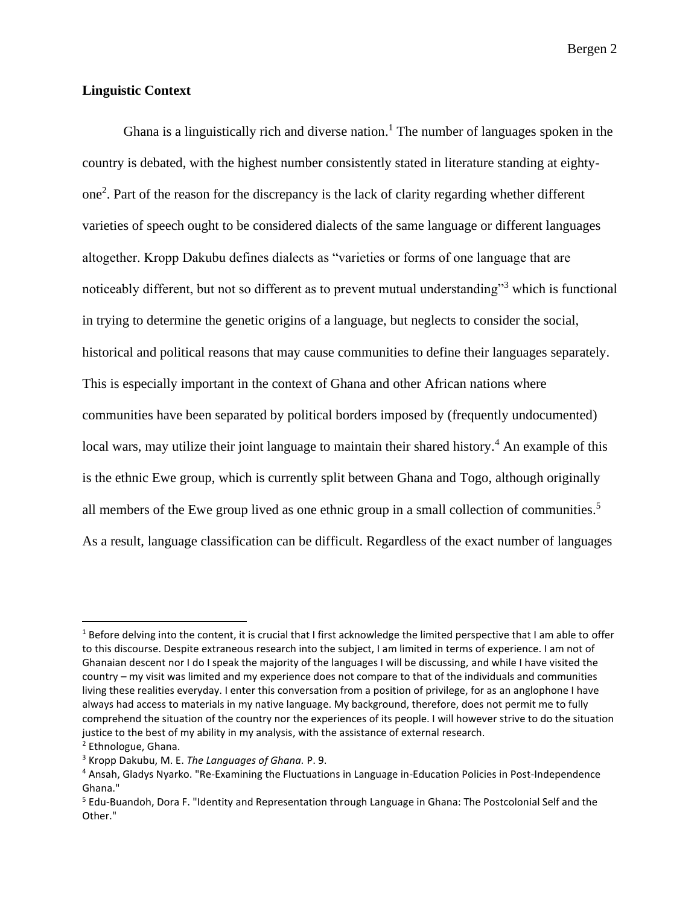**Linguistic Context**

Ghana is a linguistically rich and diverse nation.[1] The number of languages spoken in the country is debated, with the highest number consistently stated in literature standing at eighty-one[2]. Part of the reason for the discrepancy is the lack of clarity regarding whether different varieties of speech ought to be considered dialects of the same language or different languages altogether. Kropp Dakubu defines dialects as "varieties or forms of one language that are noticeably different, but not so different as to prevent mutual understanding"[3] which is functional in trying to determine the genetic origins of a language, but neglects to consider the social, historical and political reasons that may cause communities to define their languages separately. This is especially important in the context of Ghana and other African nations where communities have been separated by political borders imposed by (frequently undocumented) local wars, may utilize their joint language to maintain their shared history.[4] An example of this is the ethnic Ewe group, which is currently split between Ghana and Togo, although originally all members of the Ewe group lived as one ethnic group in a small collection of communities.[5] As a result, language classification can be difficult. Regardless of the exact number of languages

---

[1] Before delving into the content, it is crucial that I first acknowledge the limited perspective that I am able to offer to this discourse. Despite extraneous research into the subject, I am limited in terms of experience. I am not of Ghanaian descent nor I do I speak the majority of the languages I will be discussing, and while I have visited the country – my visit was limited and my experience does not compare to that of the individuals and communities living these realities everyday. I enter this conversation from a position of privilege, for as an anglophone I have always had access to materials in my native language. My background, therefore, does not permit me to fully comprehend the situation of the country nor the experiences of its people. I will however strive to do the situation justice to the best of my ability in my analysis, with the assistance of external research.

[2] Ethnologue, Ghana.

[3] Kropp Dakubu, M. E. *The Languages of Ghana.* P. 9.

[4] Ansah, Gladys Nyarko. "Re-Examining the Fluctuations in Language in-Education Policies in Post-Independence Ghana."

[5] Edu-Buandoh, Dora F. "Identity and Representation through Language in Ghana: The Postcolonial Self and the Other."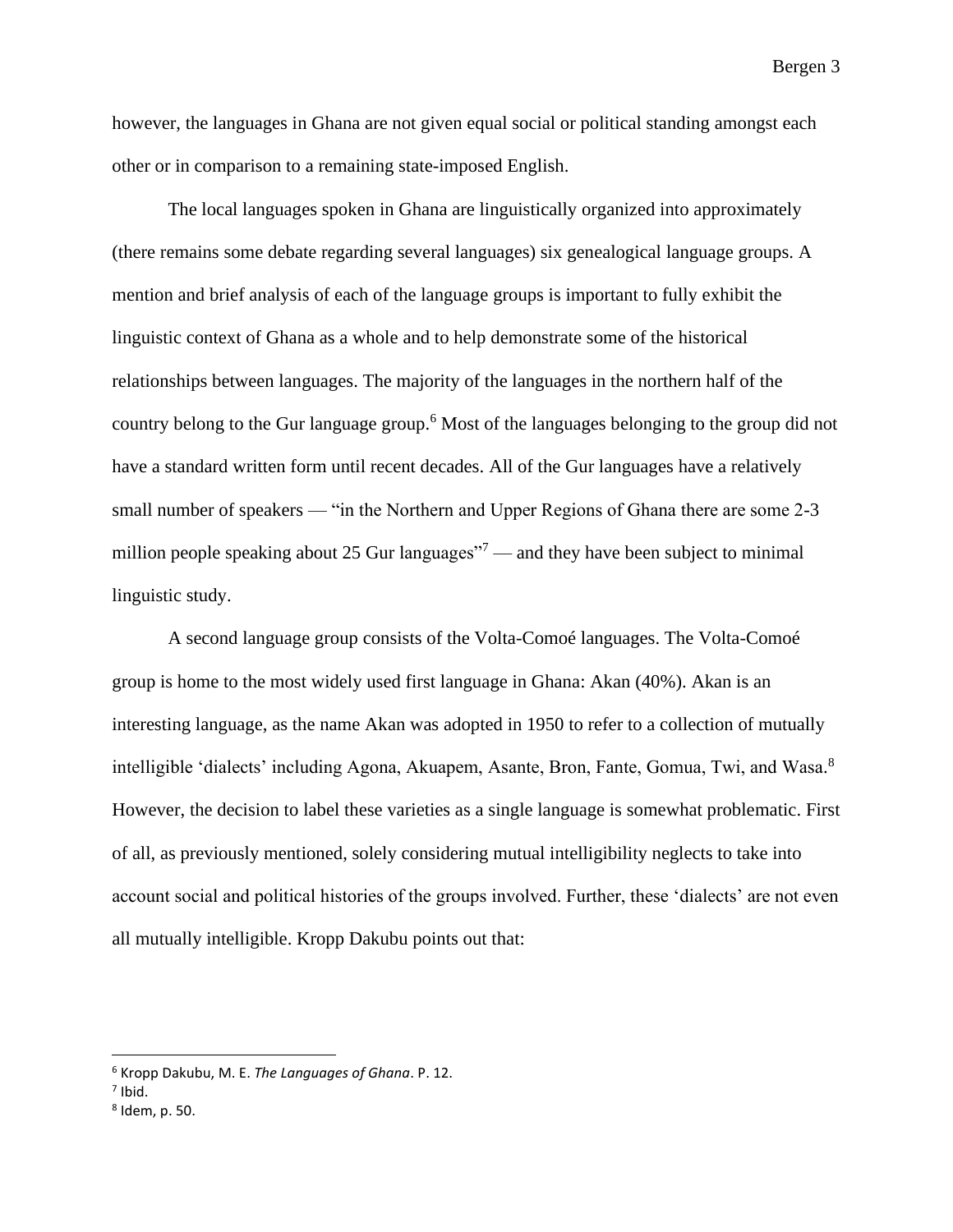however, the languages in Ghana are not given equal social or political standing amongst each other or in comparison to a remaining state-imposed English.

The local languages spoken in Ghana are linguistically organized into approximately (there remains some debate regarding several languages) six genealogical language groups. A mention and brief analysis of each of the language groups is important to fully exhibit the linguistic context of Ghana as a whole and to help demonstrate some of the historical relationships between languages. The majority of the languages in the northern half of the country belong to the Gur language group.[6] Most of the languages belonging to the group did not have a standard written form until recent decades. All of the Gur languages have a relatively small number of speakers — "in the Northern and Upper Regions of Ghana there are some 2-3 million people speaking about 25 Gur languages"[7] — and they have been subject to minimal linguistic study.

A second language group consists of the Volta-Comoé languages. The Volta-Comoé group is home to the most widely used first language in Ghana: Akan (40%). Akan is an interesting language, as the name Akan was adopted in 1950 to refer to a collection of mutually intelligible 'dialects' including Agona, Akuapem, Asante, Bron, Fante, Gomua, Twi, and Wasa.[8] However, the decision to label these varieties as a single language is somewhat problematic. First of all, as previously mentioned, solely considering mutual intelligibility neglects to take into account social and political histories of the groups involved. Further, these 'dialects' are not even all mutually intelligible. Kropp Dakubu points out that:

---

[6] Kropp Dakubu, M. E. *The Languages of Ghana*. P. 12.

[7] Ibid.

[8] Idem, p. 50.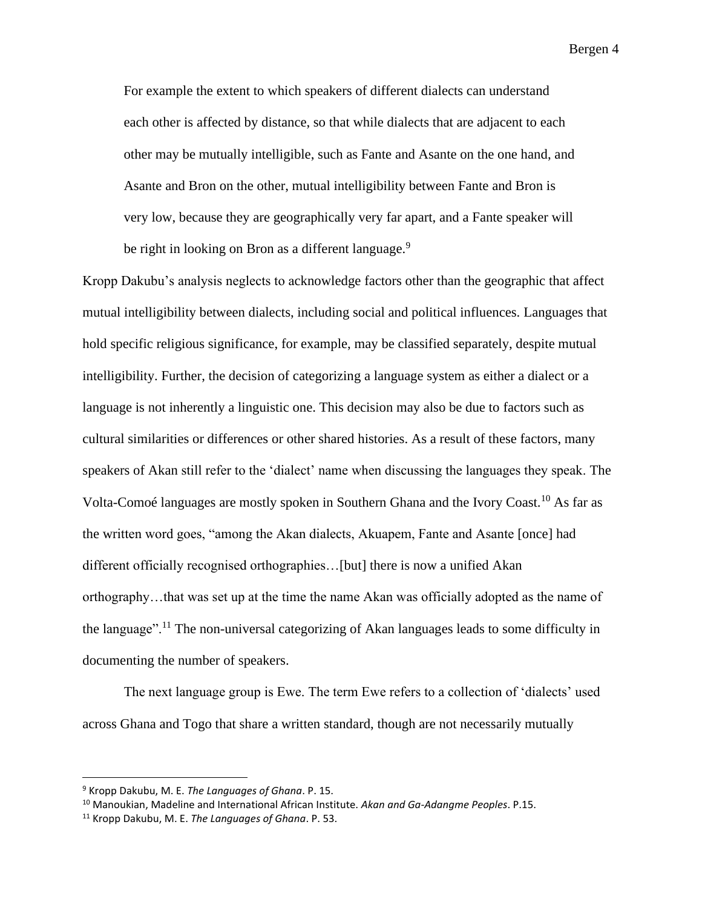> For example the extent to which speakers of different dialects can understand each other is affected by distance, so that while dialects that are adjacent to each other may be mutually intelligible, such as Fante and Asante on the one hand, and Asante and Bron on the other, mutual intelligibility between Fante and Bron is very low, because they are geographically very far apart, and a Fante speaker will be right in looking on Bron as a different language.[9]

Kropp Dakubu's analysis neglects to acknowledge factors other than the geographic that affect mutual intelligibility between dialects, including social and political influences. Languages that hold specific religious significance, for example, may be classified separately, despite mutual intelligibility. Further, the decision of categorizing a language system as either a dialect or a language is not inherently a linguistic one. This decision may also be due to factors such as cultural similarities or differences or other shared histories. As a result of these factors, many speakers of Akan still refer to the 'dialect' name when discussing the languages they speak. The Volta-Comoé languages are mostly spoken in Southern Ghana and the Ivory Coast.[10] As far as the written word goes, "among the Akan dialects, Akuapem, Fante and Asante [once] had different officially recognised orthographies…[but] there is now a unified Akan orthography…that was set up at the time the name Akan was officially adopted as the name of the language".[11] The non-universal categorizing of Akan languages leads to some difficulty in documenting the number of speakers.

The next language group is Ewe. The term Ewe refers to a collection of 'dialects' used across Ghana and Togo that share a written standard, though are not necessarily mutually

---

[9] Kropp Dakubu, M. E. *The Languages of Ghana*. P. 15.

[10] Manoukian, Madeline and International African Institute. *Akan and Ga-Adangme Peoples*. P.15.

[11] Kropp Dakubu, M. E. *The Languages of Ghana*. P. 53.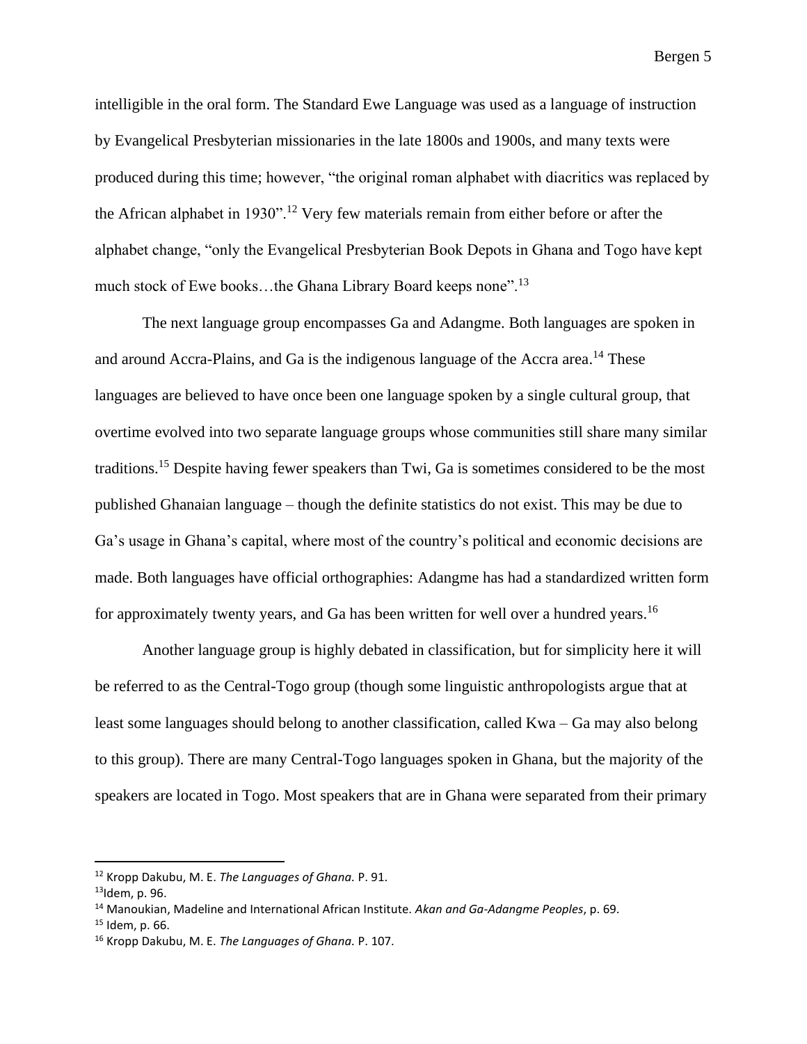intelligible in the oral form. The Standard Ewe Language was used as a language of instruction by Evangelical Presbyterian missionaries in the late 1800s and 1900s, and many texts were produced during this time; however, "the original roman alphabet with diacritics was replaced by the African alphabet in 1930".[12] Very few materials remain from either before or after the alphabet change, "only the Evangelical Presbyterian Book Depots in Ghana and Togo have kept much stock of Ewe books…the Ghana Library Board keeps none".[13]

The next language group encompasses Ga and Adangme. Both languages are spoken in and around Accra-Plains, and Ga is the indigenous language of the Accra area.[14] These languages are believed to have once been one language spoken by a single cultural group, that overtime evolved into two separate language groups whose communities still share many similar traditions.[15] Despite having fewer speakers than Twi, Ga is sometimes considered to be the most published Ghanaian language – though the definite statistics do not exist. This may be due to Ga's usage in Ghana's capital, where most of the country's political and economic decisions are made. Both languages have official orthographies: Adangme has had a standardized written form for approximately twenty years, and Ga has been written for well over a hundred years.[16]

Another language group is highly debated in classification, but for simplicity here it will be referred to as the Central-Togo group (though some linguistic anthropologists argue that at least some languages should belong to another classification, called Kwa – Ga may also belong to this group). There are many Central-Togo languages spoken in Ghana, but the majority of the speakers are located in Togo. Most speakers that are in Ghana were separated from their primary

---

[12] Kropp Dakubu, M. E. *The Languages of Ghana.* P. 91.

[13] Idem, p. 96.

[14] Manoukian, Madeline and International African Institute. *Akan and Ga-Adangme Peoples*, p. 69.

[15] Idem, p. 66.

[16] Kropp Dakubu, M. E. *The Languages of Ghana.* P. 107.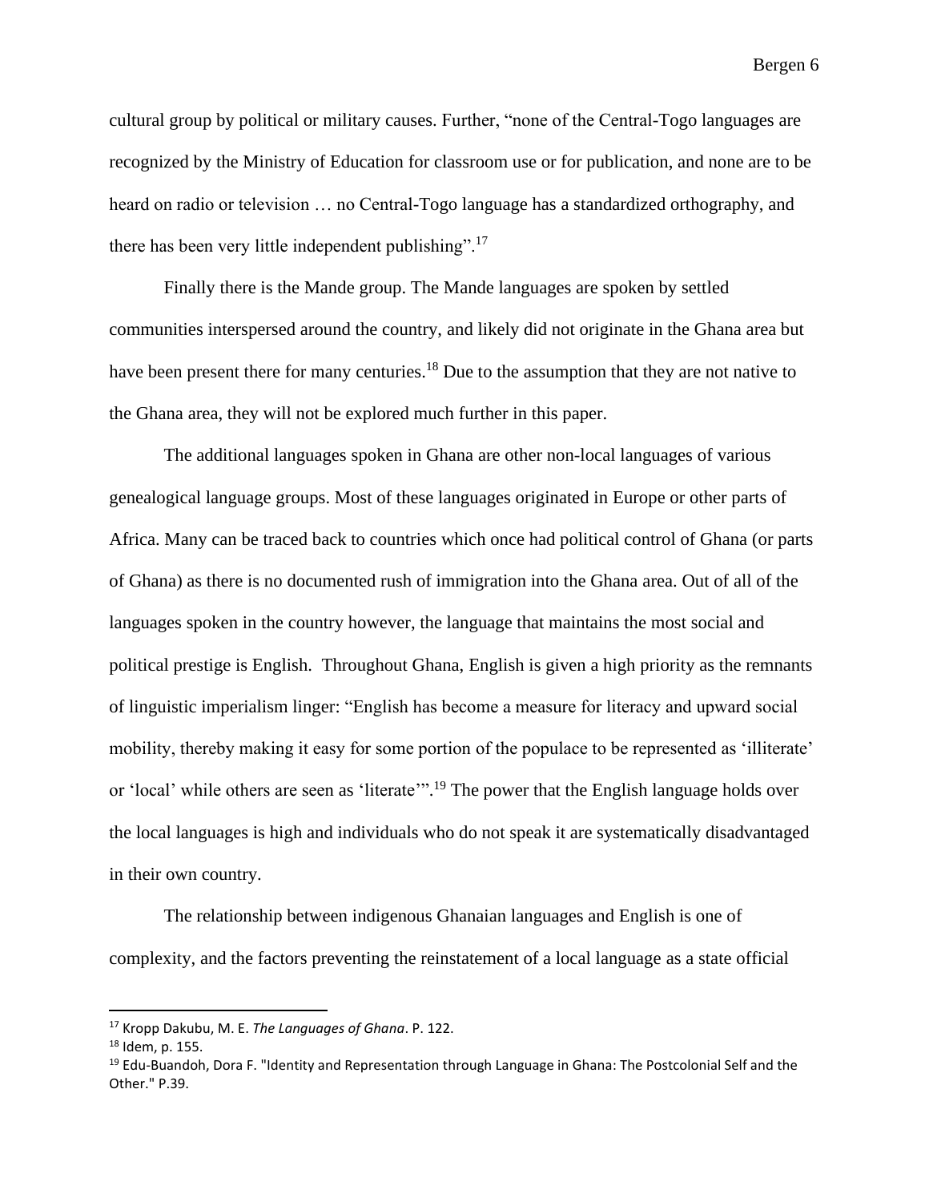cultural group by political or military causes. Further, "none of the Central-Togo languages are recognized by the Ministry of Education for classroom use or for publication, and none are to be heard on radio or television … no Central-Togo language has a standardized orthography, and there has been very little independent publishing".[17]

Finally there is the Mande group. The Mande languages are spoken by settled communities interspersed around the country, and likely did not originate in the Ghana area but have been present there for many centuries.[18] Due to the assumption that they are not native to the Ghana area, they will not be explored much further in this paper.

The additional languages spoken in Ghana are other non-local languages of various genealogical language groups. Most of these languages originated in Europe or other parts of Africa. Many can be traced back to countries which once had political control of Ghana (or parts of Ghana) as there is no documented rush of immigration into the Ghana area. Out of all of the languages spoken in the country however, the language that maintains the most social and political prestige is English. Throughout Ghana, English is given a high priority as the remnants of linguistic imperialism linger: "English has become a measure for literacy and upward social mobility, thereby making it easy for some portion of the populace to be represented as 'illiterate' or 'local' while others are seen as 'literate'".[19] The power that the English language holds over the local languages is high and individuals who do not speak it are systematically disadvantaged in their own country.

The relationship between indigenous Ghanaian languages and English is one of complexity, and the factors preventing the reinstatement of a local language as a state official

---

[17] Kropp Dakubu, M. E. *The Languages of Ghana*. P. 122.

[18] Idem, p. 155.

[19] Edu-Buandoh, Dora F. "Identity and Representation through Language in Ghana: The Postcolonial Self and the Other." P.39.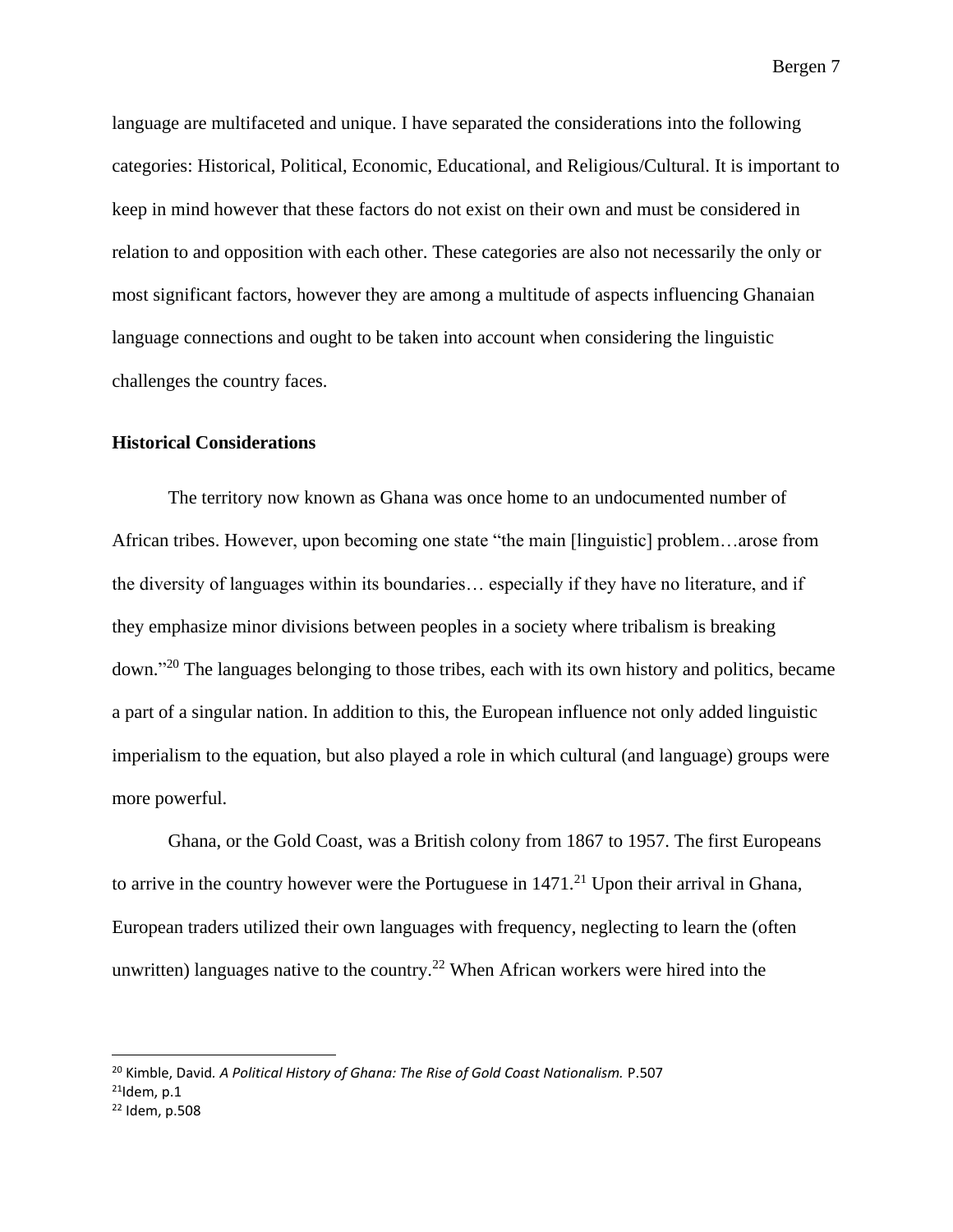language are multifaceted and unique. I have separated the considerations into the following categories: Historical, Political, Economic, Educational, and Religious/Cultural. It is important to keep in mind however that these factors do not exist on their own and must be considered in relation to and opposition with each other. These categories are also not necessarily the only or most significant factors, however they are among a multitude of aspects influencing Ghanaian language connections and ought to be taken into account when considering the linguistic challenges the country faces.

### Historical Considerations

The territory now known as Ghana was once home to an undocumented number of African tribes. However, upon becoming one state "the main [linguistic] problem…arose from the diversity of languages within its boundaries… especially if they have no literature, and if they emphasize minor divisions between peoples in a society where tribalism is breaking down."[20] The languages belonging to those tribes, each with its own history and politics, became a part of a singular nation. In addition to this, the European influence not only added linguistic imperialism to the equation, but also played a role in which cultural (and language) groups were more powerful.

Ghana, or the Gold Coast, was a British colony from 1867 to 1957. The first Europeans to arrive in the country however were the Portuguese in 1471.[21] Upon their arrival in Ghana, European traders utilized their own languages with frequency, neglecting to learn the (often unwritten) languages native to the country.[22] When African workers were hired into the

---

[20] Kimble, David. *A Political History of Ghana: The Rise of Gold Coast Nationalism.* P.507

[21] Idem, p.1

[22] Idem, p.508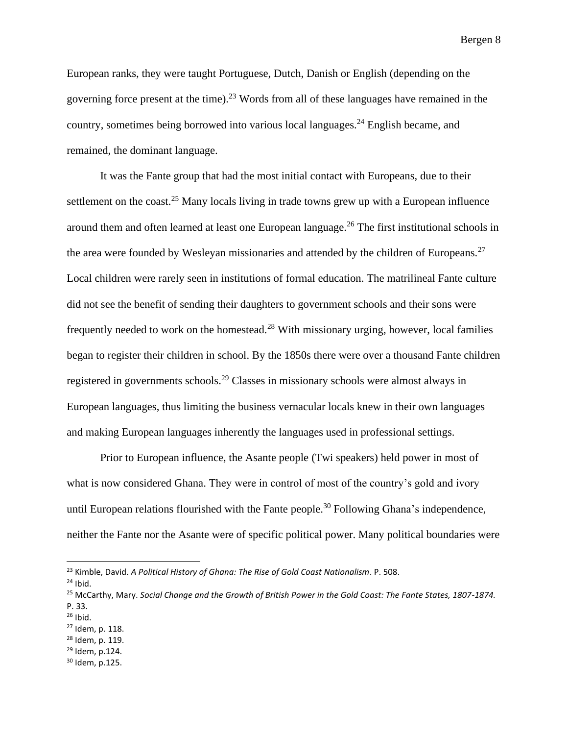European ranks, they were taught Portuguese, Dutch, Danish or English (depending on the governing force present at the time).[23] Words from all of these languages have remained in the country, sometimes being borrowed into various local languages.[24] English became, and remained, the dominant language.

It was the Fante group that had the most initial contact with Europeans, due to their settlement on the coast.[25] Many locals living in trade towns grew up with a European influence around them and often learned at least one European language.[26] The first institutional schools in the area were founded by Wesleyan missionaries and attended by the children of Europeans.[27] Local children were rarely seen in institutions of formal education. The matrilineal Fante culture did not see the benefit of sending their daughters to government schools and their sons were frequently needed to work on the homestead.[28] With missionary urging, however, local families began to register their children in school. By the 1850s there were over a thousand Fante children registered in governments schools.[29] Classes in missionary schools were almost always in European languages, thus limiting the business vernacular locals knew in their own languages and making European languages inherently the languages used in professional settings.

Prior to European influence, the Asante people (Twi speakers) held power in most of what is now considered Ghana. They were in control of most of the country's gold and ivory until European relations flourished with the Fante people.[30] Following Ghana's independence, neither the Fante nor the Asante were of specific political power. Many political boundaries were

---

[23] Kimble, David. *A Political History of Ghana: The Rise of Gold Coast Nationalism*. P. 508.
[24] Ibid.
[25] McCarthy, Mary. *Social Change and the Growth of British Power in the Gold Coast: The Fante States, 1807-1874.* P. 33.
[26] Ibid.
[27] Idem, p. 118.
[28] Idem, p. 119.
[29] Idem, p.124.
[30] Idem, p.125.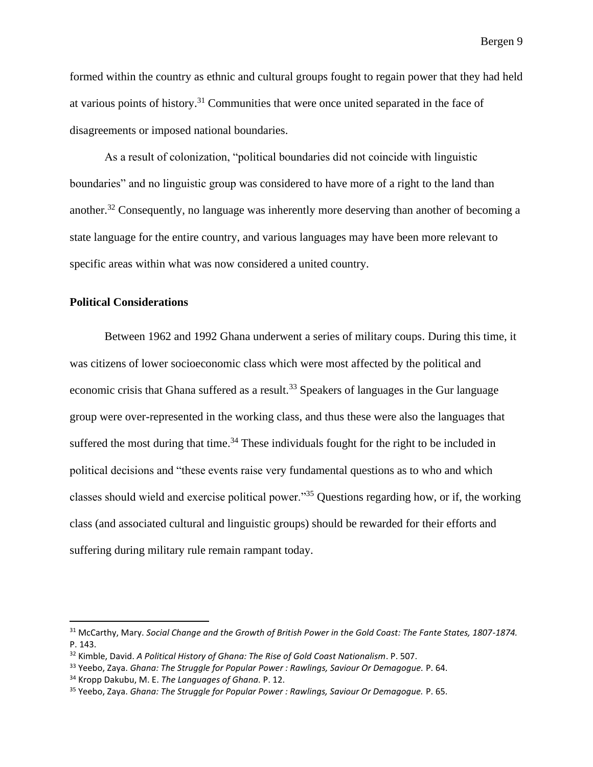formed within the country as ethnic and cultural groups fought to regain power that they had held at various points of history.[31] Communities that were once united separated in the face of disagreements or imposed national boundaries.

As a result of colonization, "political boundaries did not coincide with linguistic boundaries" and no linguistic group was considered to have more of a right to the land than another.[32] Consequently, no language was inherently more deserving than another of becoming a state language for the entire country, and various languages may have been more relevant to specific areas within what was now considered a united country.

**Political Considerations**

Between 1962 and 1992 Ghana underwent a series of military coups. During this time, it was citizens of lower socioeconomic class which were most affected by the political and economic crisis that Ghana suffered as a result.[33] Speakers of languages in the Gur language group were over-represented in the working class, and thus these were also the languages that suffered the most during that time.[34] These individuals fought for the right to be included in political decisions and "these events raise very fundamental questions as to who and which classes should wield and exercise political power."[35] Questions regarding how, or if, the working class (and associated cultural and linguistic groups) should be rewarded for their efforts and suffering during military rule remain rampant today.

---

[31] McCarthy, Mary. *Social Change and the Growth of British Power in the Gold Coast: The Fante States, 1807-1874.* P. 143.

[32] Kimble, David. *A Political History of Ghana: The Rise of Gold Coast Nationalism*. P. 507.

[33] Yeebo, Zaya. *Ghana: The Struggle for Popular Power : Rawlings, Saviour Or Demagogue.* P. 64.

[34] Kropp Dakubu, M. E. *The Languages of Ghana.* P. 12.

[35] Yeebo, Zaya. *Ghana: The Struggle for Popular Power : Rawlings, Saviour Or Demagogue.* P. 65.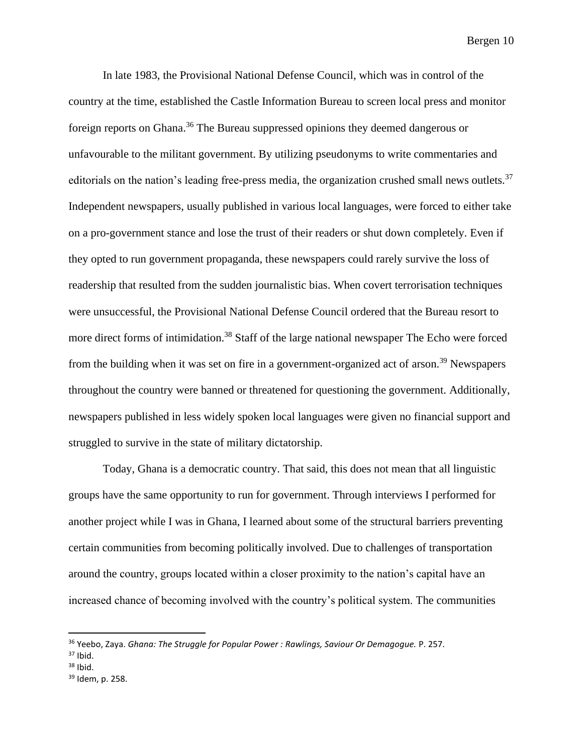In late 1983, the Provisional National Defense Council, which was in control of the country at the time, established the Castle Information Bureau to screen local press and monitor foreign reports on Ghana.[36] The Bureau suppressed opinions they deemed dangerous or unfavourable to the militant government. By utilizing pseudonyms to write commentaries and editorials on the nation's leading free-press media, the organization crushed small news outlets.[37] Independent newspapers, usually published in various local languages, were forced to either take on a pro-government stance and lose the trust of their readers or shut down completely. Even if they opted to run government propaganda, these newspapers could rarely survive the loss of readership that resulted from the sudden journalistic bias. When covert terrorisation techniques were unsuccessful, the Provisional National Defense Council ordered that the Bureau resort to more direct forms of intimidation.[38] Staff of the large national newspaper The Echo were forced from the building when it was set on fire in a government-organized act of arson.[39] Newspapers throughout the country were banned or threatened for questioning the government. Additionally, newspapers published in less widely spoken local languages were given no financial support and struggled to survive in the state of military dictatorship.

Today, Ghana is a democratic country. That said, this does not mean that all linguistic groups have the same opportunity to run for government. Through interviews I performed for another project while I was in Ghana, I learned about some of the structural barriers preventing certain communities from becoming politically involved. Due to challenges of transportation around the country, groups located within a closer proximity to the nation's capital have an increased chance of becoming involved with the country's political system. The communities

---

[36] Yeebo, Zaya. *Ghana: The Struggle for Popular Power : Rawlings, Saviour Or Demagogue.* P. 257.

[37] Ibid.

[38] Ibid.

[39] Idem, p. 258.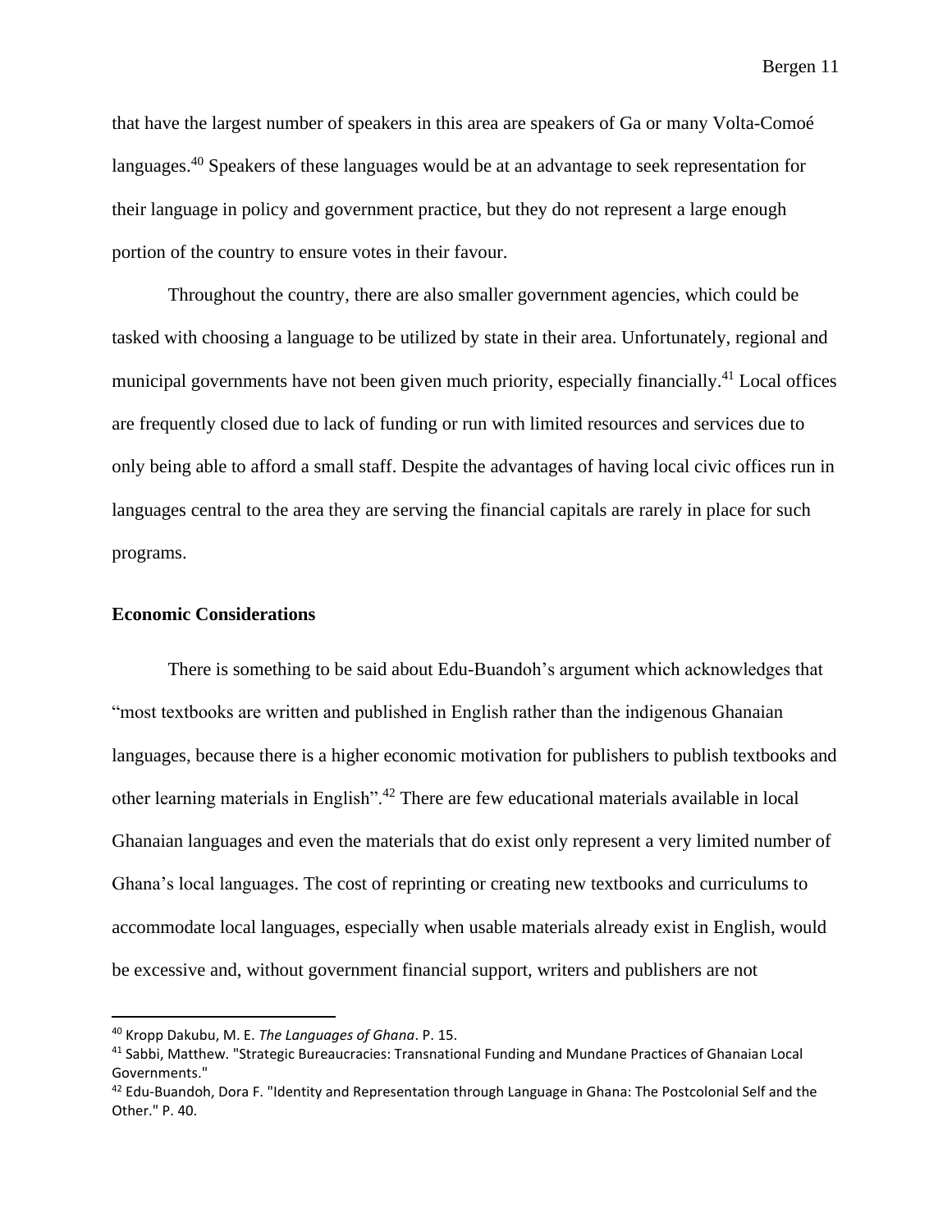that have the largest number of speakers in this area are speakers of Ga or many Volta-Comoé languages.[40] Speakers of these languages would be at an advantage to seek representation for their language in policy and government practice, but they do not represent a large enough portion of the country to ensure votes in their favour.

Throughout the country, there are also smaller government agencies, which could be tasked with choosing a language to be utilized by state in their area. Unfortunately, regional and municipal governments have not been given much priority, especially financially.[41] Local offices are frequently closed due to lack of funding or run with limited resources and services due to only being able to afford a small staff. Despite the advantages of having local civic offices run in languages central to the area they are serving the financial capitals are rarely in place for such programs.

**Economic Considerations**

There is something to be said about Edu-Buandoh's argument which acknowledges that "most textbooks are written and published in English rather than the indigenous Ghanaian languages, because there is a higher economic motivation for publishers to publish textbooks and other learning materials in English".[42] There are few educational materials available in local Ghanaian languages and even the materials that do exist only represent a very limited number of Ghana's local languages. The cost of reprinting or creating new textbooks and curriculums to accommodate local languages, especially when usable materials already exist in English, would be excessive and, without government financial support, writers and publishers are not

---

[40] Kropp Dakubu, M. E. *The Languages of Ghana*. P. 15.

[41] Sabbi, Matthew. "Strategic Bureaucracies: Transnational Funding and Mundane Practices of Ghanaian Local Governments."

[42] Edu-Buandoh, Dora F. "Identity and Representation through Language in Ghana: The Postcolonial Self and the Other." P. 40.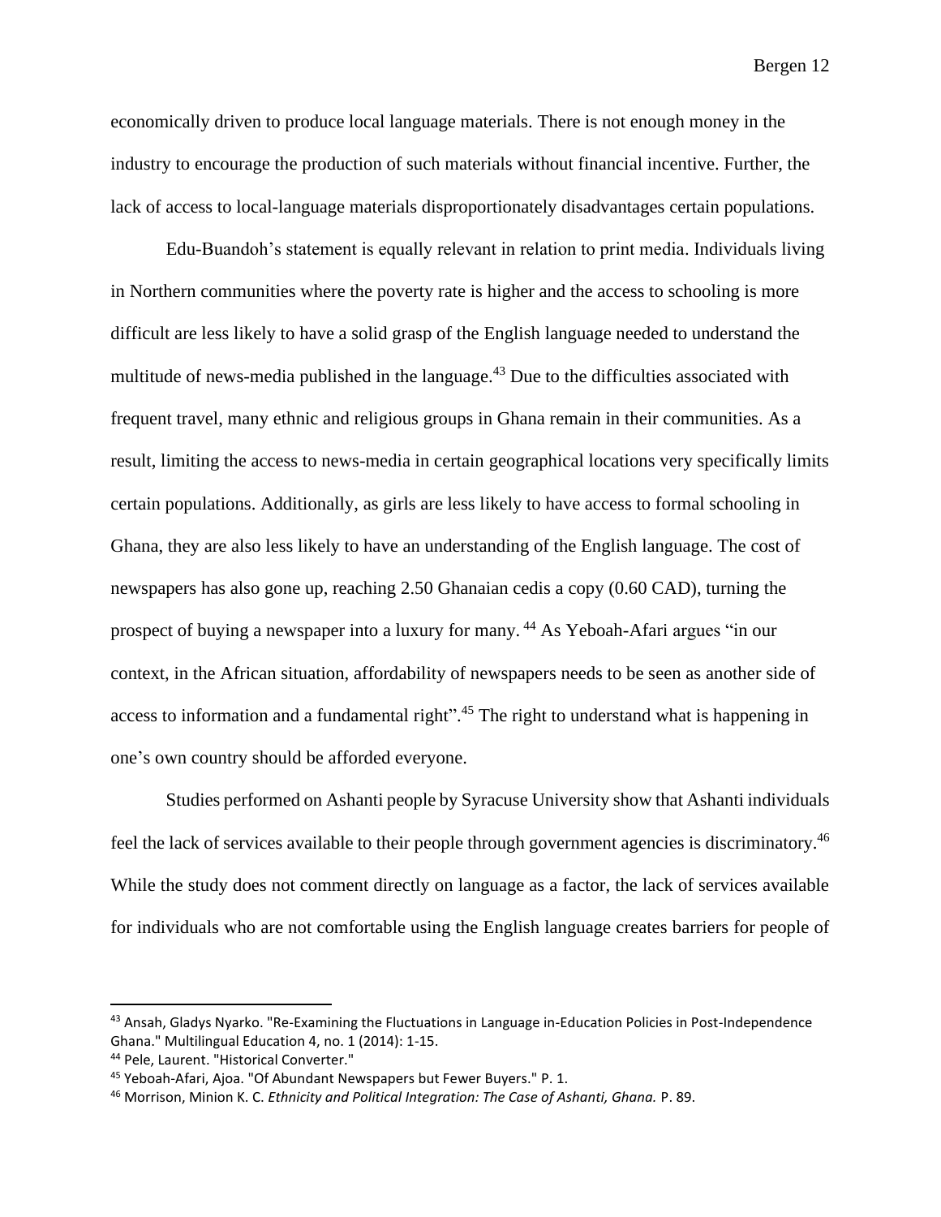economically driven to produce local language materials. There is not enough money in the industry to encourage the production of such materials without financial incentive. Further, the lack of access to local-language materials disproportionately disadvantages certain populations.

Edu-Buandoh's statement is equally relevant in relation to print media. Individuals living in Northern communities where the poverty rate is higher and the access to schooling is more difficult are less likely to have a solid grasp of the English language needed to understand the multitude of news-media published in the language.[43] Due to the difficulties associated with frequent travel, many ethnic and religious groups in Ghana remain in their communities. As a result, limiting the access to news-media in certain geographical locations very specifically limits certain populations. Additionally, as girls are less likely to have access to formal schooling in Ghana, they are also less likely to have an understanding of the English language. The cost of newspapers has also gone up, reaching 2.50 Ghanaian cedis a copy (0.60 CAD), turning the prospect of buying a newspaper into a luxury for many.[44] As Yeboah-Afari argues "in our context, in the African situation, affordability of newspapers needs to be seen as another side of access to information and a fundamental right".[45] The right to understand what is happening in one's own country should be afforded everyone.

Studies performed on Ashanti people by Syracuse University show that Ashanti individuals feel the lack of services available to their people through government agencies is discriminatory.[46] While the study does not comment directly on language as a factor, the lack of services available for individuals who are not comfortable using the English language creates barriers for people of

---

[43] Ansah, Gladys Nyarko. "Re-Examining the Fluctuations in Language in-Education Policies in Post-Independence Ghana." Multilingual Education 4, no. 1 (2014): 1-15.

[44] Pele, Laurent. "Historical Converter."

[45] Yeboah-Afari, Ajoa. "Of Abundant Newspapers but Fewer Buyers." P. 1.

[46] Morrison, Minion K. C. *Ethnicity and Political Integration: The Case of Ashanti, Ghana.* P. 89.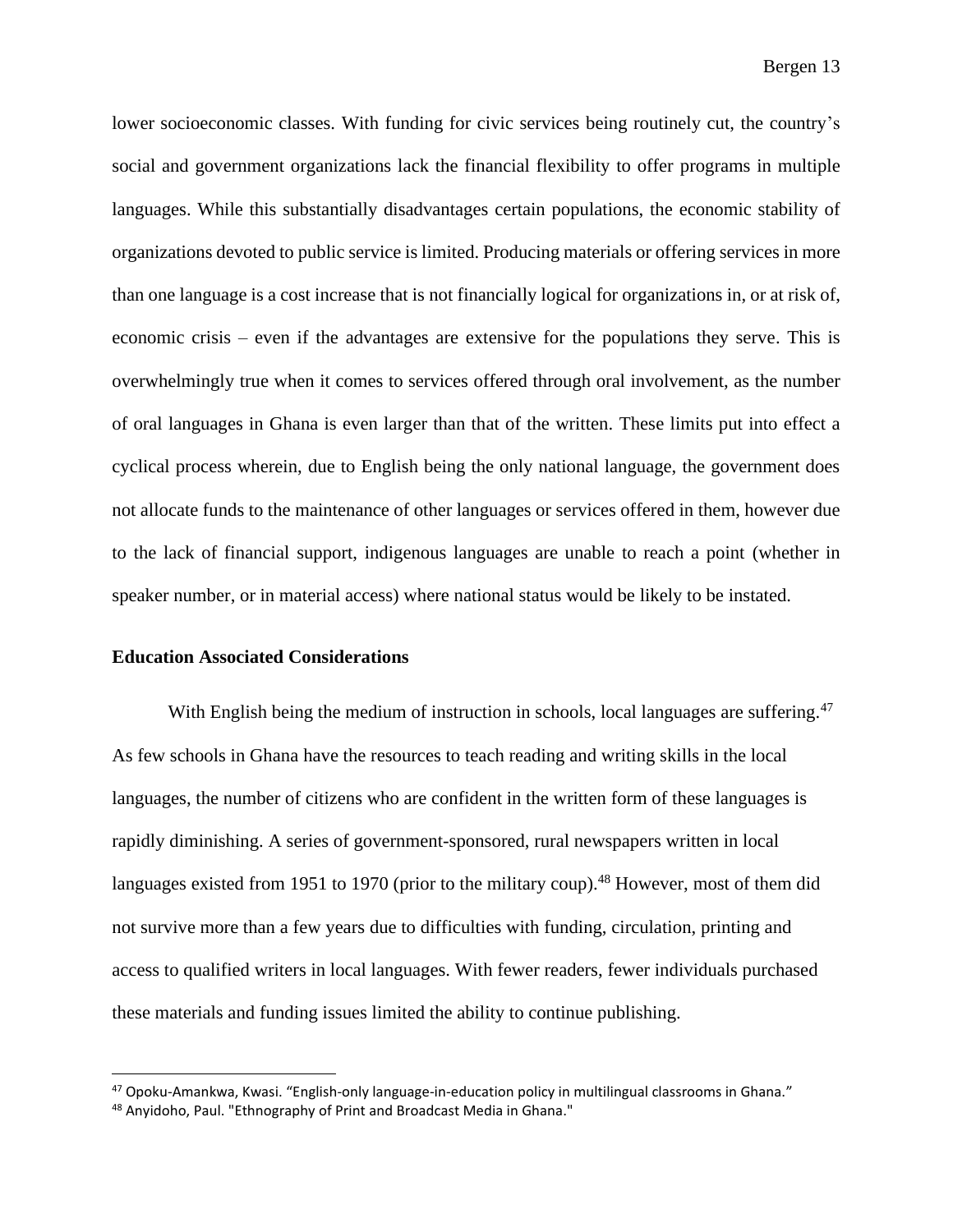lower socioeconomic classes. With funding for civic services being routinely cut, the country's social and government organizations lack the financial flexibility to offer programs in multiple languages. While this substantially disadvantages certain populations, the economic stability of organizations devoted to public service is limited. Producing materials or offering services in more than one language is a cost increase that is not financially logical for organizations in, or at risk of, economic crisis – even if the advantages are extensive for the populations they serve. This is overwhelmingly true when it comes to services offered through oral involvement, as the number of oral languages in Ghana is even larger than that of the written. These limits put into effect a cyclical process wherein, due to English being the only national language, the government does not allocate funds to the maintenance of other languages or services offered in them, however due to the lack of financial support, indigenous languages are unable to reach a point (whether in speaker number, or in material access) where national status would be likely to be instated.

### Education Associated Considerations

With English being the medium of instruction in schools, local languages are suffering.[47] As few schools in Ghana have the resources to teach reading and writing skills in the local languages, the number of citizens who are confident in the written form of these languages is rapidly diminishing. A series of government-sponsored, rural newspapers written in local languages existed from 1951 to 1970 (prior to the military coup).[48] However, most of them did not survive more than a few years due to difficulties with funding, circulation, printing and access to qualified writers in local languages. With fewer readers, fewer individuals purchased these materials and funding issues limited the ability to continue publishing.

---

[47] Opoku-Amankwa, Kwasi. "English-only language-in-education policy in multilingual classrooms in Ghana."

[48] Anyidoho, Paul. "Ethnography of Print and Broadcast Media in Ghana."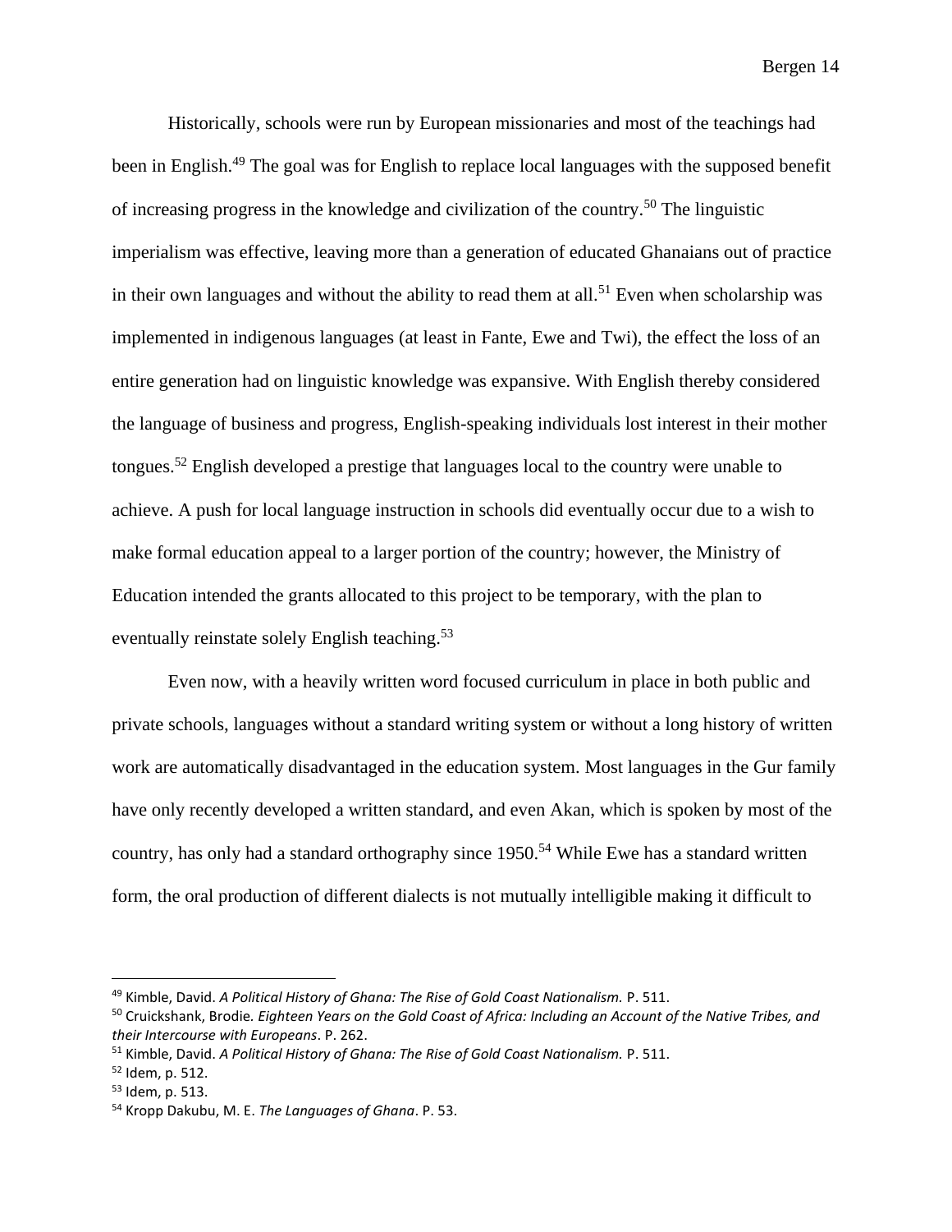Historically, schools were run by European missionaries and most of the teachings had been in English.[49] The goal was for English to replace local languages with the supposed benefit of increasing progress in the knowledge and civilization of the country.[50] The linguistic imperialism was effective, leaving more than a generation of educated Ghanaians out of practice in their own languages and without the ability to read them at all.[51] Even when scholarship was implemented in indigenous languages (at least in Fante, Ewe and Twi), the effect the loss of an entire generation had on linguistic knowledge was expansive. With English thereby considered the language of business and progress, English-speaking individuals lost interest in their mother tongues.[52] English developed a prestige that languages local to the country were unable to achieve. A push for local language instruction in schools did eventually occur due to a wish to make formal education appeal to a larger portion of the country; however, the Ministry of Education intended the grants allocated to this project to be temporary, with the plan to eventually reinstate solely English teaching.[53]

Even now, with a heavily written word focused curriculum in place in both public and private schools, languages without a standard writing system or without a long history of written work are automatically disadvantaged in the education system. Most languages in the Gur family have only recently developed a written standard, and even Akan, which is spoken by most of the country, has only had a standard orthography since 1950.[54] While Ewe has a standard written form, the oral production of different dialects is not mutually intelligible making it difficult to

---

[49] Kimble, David. *A Political History of Ghana: The Rise of Gold Coast Nationalism.* P. 511.
[50] Cruickshank, Brodie. *Eighteen Years on the Gold Coast of Africa: Including an Account of the Native Tribes, and their Intercourse with Europeans*. P. 262.
[51] Kimble, David. *A Political History of Ghana: The Rise of Gold Coast Nationalism.* P. 511.
[52] Idem, p. 512.
[53] Idem, p. 513.
[54] Kropp Dakubu, M. E. *The Languages of Ghana*. P. 53.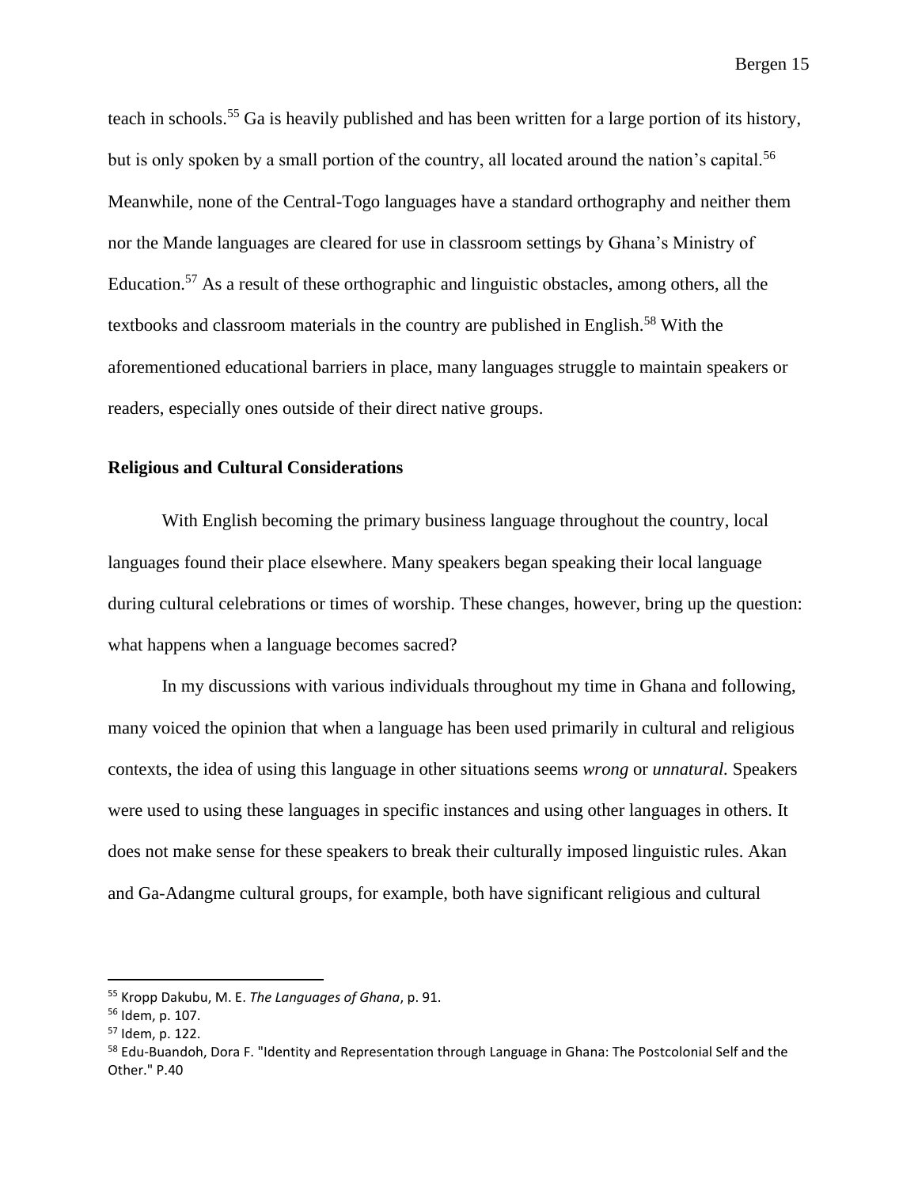teach in schools.[55] Ga is heavily published and has been written for a large portion of its history, but is only spoken by a small portion of the country, all located around the nation's capital.[56] Meanwhile, none of the Central-Togo languages have a standard orthography and neither them nor the Mande languages are cleared for use in classroom settings by Ghana's Ministry of Education.[57] As a result of these orthographic and linguistic obstacles, among others, all the textbooks and classroom materials in the country are published in English.[58] With the aforementioned educational barriers in place, many languages struggle to maintain speakers or readers, especially ones outside of their direct native groups.

### Religious and Cultural Considerations

With English becoming the primary business language throughout the country, local languages found their place elsewhere. Many speakers began speaking their local language during cultural celebrations or times of worship. These changes, however, bring up the question: what happens when a language becomes sacred?

In my discussions with various individuals throughout my time in Ghana and following, many voiced the opinion that when a language has been used primarily in cultural and religious contexts, the idea of using this language in other situations seems *wrong* or *unnatural.* Speakers were used to using these languages in specific instances and using other languages in others. It does not make sense for these speakers to break their culturally imposed linguistic rules. Akan and Ga-Adangme cultural groups, for example, both have significant religious and cultural

---

[55] Kropp Dakubu, M. E. *The Languages of Ghana*, p. 91.

[56] Idem, p. 107.

[57] Idem, p. 122.

[58] Edu-Buandoh, Dora F. "Identity and Representation through Language in Ghana: The Postcolonial Self and the Other." P.40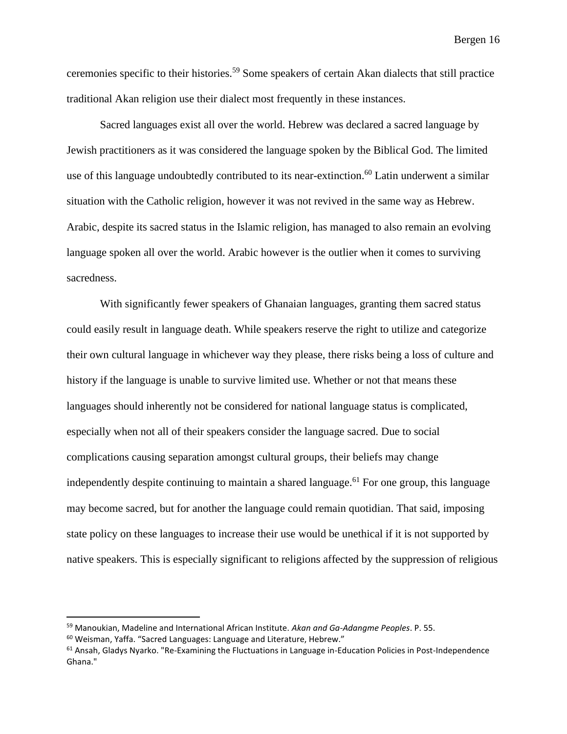ceremonies specific to their histories.[59] Some speakers of certain Akan dialects that still practice traditional Akan religion use their dialect most frequently in these instances.

Sacred languages exist all over the world. Hebrew was declared a sacred language by Jewish practitioners as it was considered the language spoken by the Biblical God. The limited use of this language undoubtedly contributed to its near-extinction.[60] Latin underwent a similar situation with the Catholic religion, however it was not revived in the same way as Hebrew. Arabic, despite its sacred status in the Islamic religion, has managed to also remain an evolving language spoken all over the world. Arabic however is the outlier when it comes to surviving sacredness.

With significantly fewer speakers of Ghanaian languages, granting them sacred status could easily result in language death. While speakers reserve the right to utilize and categorize their own cultural language in whichever way they please, there risks being a loss of culture and history if the language is unable to survive limited use. Whether or not that means these languages should inherently not be considered for national language status is complicated, especially when not all of their speakers consider the language sacred. Due to social complications causing separation amongst cultural groups, their beliefs may change independently despite continuing to maintain a shared language.[61] For one group, this language may become sacred, but for another the language could remain quotidian. That said, imposing state policy on these languages to increase their use would be unethical if it is not supported by native speakers. This is especially significant to religions affected by the suppression of religious

---

[59] Manoukian, Madeline and International African Institute. *Akan and Ga-Adangme Peoples*. P. 55.

[60] Weisman, Yaffa. "Sacred Languages: Language and Literature, Hebrew."

[61] Ansah, Gladys Nyarko. "Re-Examining the Fluctuations in Language in-Education Policies in Post-Independence Ghana."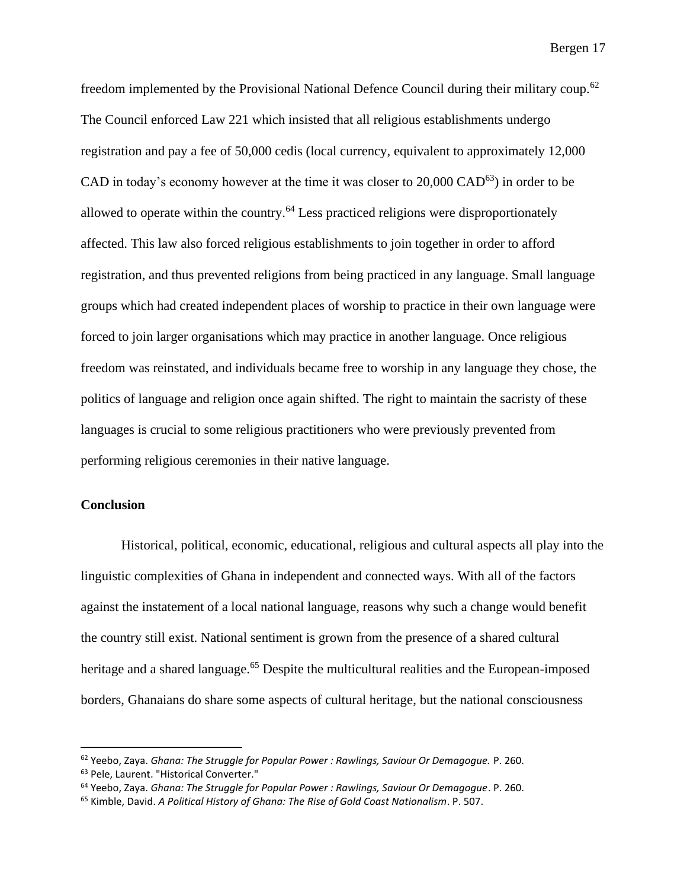freedom implemented by the Provisional National Defence Council during their military coup.[62] The Council enforced Law 221 which insisted that all religious establishments undergo registration and pay a fee of 50,000 cedis (local currency, equivalent to approximately 12,000 CAD in today's economy however at the time it was closer to 20,000 CAD[63]) in order to be allowed to operate within the country.[64] Less practiced religions were disproportionately affected. This law also forced religious establishments to join together in order to afford registration, and thus prevented religions from being practiced in any language. Small language groups which had created independent places of worship to practice in their own language were forced to join larger organisations which may practice in another language. Once religious freedom was reinstated, and individuals became free to worship in any language they chose, the politics of language and religion once again shifted. The right to maintain the sacristy of these languages is crucial to some religious practitioners who were previously prevented from performing religious ceremonies in their native language.

**Conclusion**

Historical, political, economic, educational, religious and cultural aspects all play into the linguistic complexities of Ghana in independent and connected ways. With all of the factors against the instatement of a local national language, reasons why such a change would benefit the country still exist. National sentiment is grown from the presence of a shared cultural heritage and a shared language.[65] Despite the multicultural realities and the European-imposed borders, Ghanaians do share some aspects of cultural heritage, but the national consciousness

---

[62] Yeebo, Zaya. *Ghana: The Struggle for Popular Power : Rawlings, Saviour Or Demagogue.* P. 260.

[63] Pele, Laurent. "Historical Converter."

[64] Yeebo, Zaya. *Ghana: The Struggle for Popular Power : Rawlings, Saviour Or Demagogue*. P. 260.

[65] Kimble, David. *A Political History of Ghana: The Rise of Gold Coast Nationalism*. P. 507.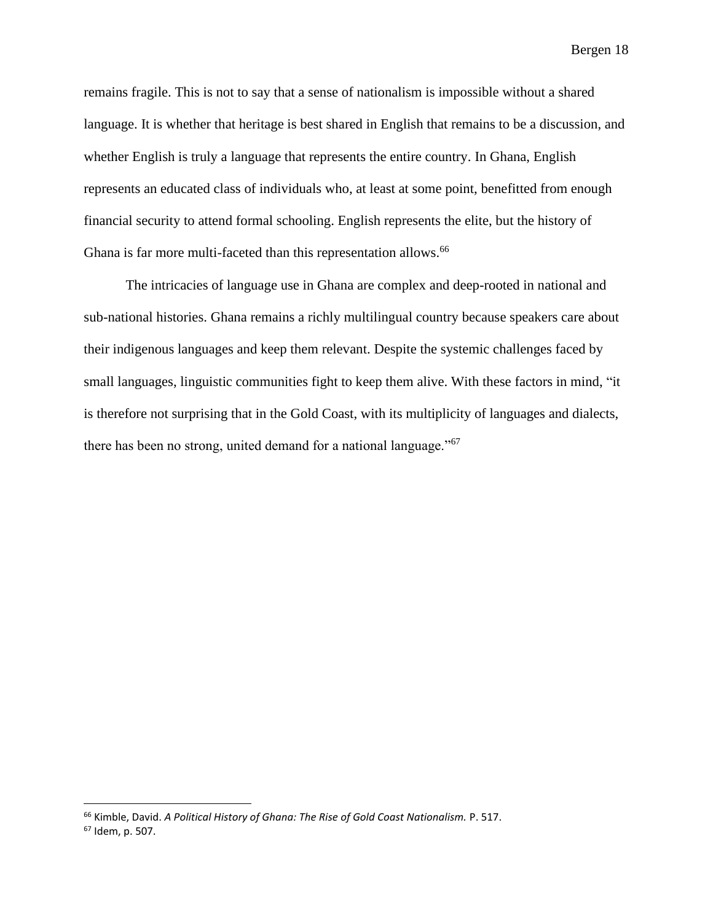remains fragile. This is not to say that a sense of nationalism is impossible without a shared language. It is whether that heritage is best shared in English that remains to be a discussion, and whether English is truly a language that represents the entire country. In Ghana, English represents an educated class of individuals who, at least at some point, benefitted from enough financial security to attend formal schooling. English represents the elite, but the history of Ghana is far more multi-faceted than this representation allows.[66]

The intricacies of language use in Ghana are complex and deep-rooted in national and sub-national histories. Ghana remains a richly multilingual country because speakers care about their indigenous languages and keep them relevant. Despite the systemic challenges faced by small languages, linguistic communities fight to keep them alive. With these factors in mind, "it is therefore not surprising that in the Gold Coast, with its multiplicity of languages and dialects, there has been no strong, united demand for a national language."[67]

---

[66] Kimble, David. *A Political History of Ghana: The Rise of Gold Coast Nationalism.* P. 517.

[67] Idem, p. 507.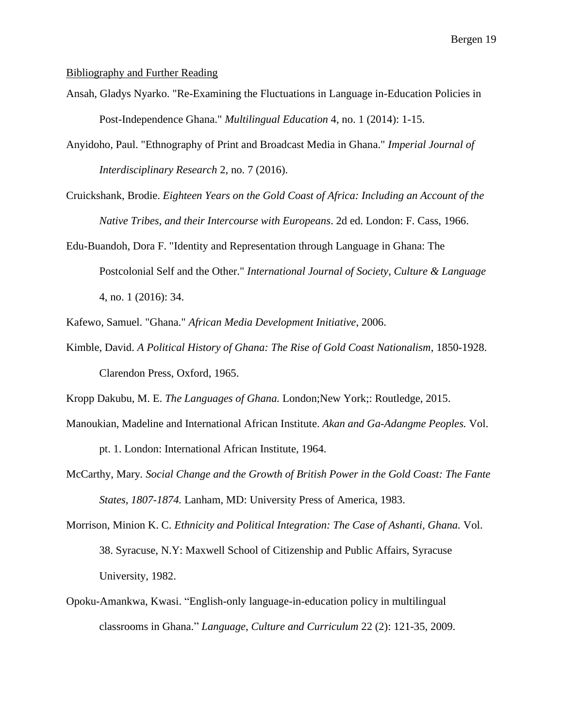Bibliography and Further Reading

Ansah, Gladys Nyarko. "Re-Examining the Fluctuations in Language in-Education Policies in Post-Independence Ghana." *Multilingual Education* 4, no. 1 (2014): 1-15.

Anyidoho, Paul. "Ethnography of Print and Broadcast Media in Ghana." *Imperial Journal of Interdisciplinary Research* 2, no. 7 (2016).

Cruickshank, Brodie. *Eighteen Years on the Gold Coast of Africa: Including an Account of the Native Tribes, and their Intercourse with Europeans*. 2d ed. London: F. Cass, 1966.

Edu-Buandoh, Dora F. "Identity and Representation through Language in Ghana: The Postcolonial Self and the Other." *International Journal of Society, Culture & Language* 4, no. 1 (2016): 34.

Kafewo, Samuel. "Ghana." *African Media Development Initiative*, 2006.

Kimble, David. *A Political History of Ghana: The Rise of Gold Coast Nationalism*, 1850-1928. Clarendon Press, Oxford, 1965.

Kropp Dakubu, M. E. *The Languages of Ghana.* London;New York;: Routledge, 2015.

Manoukian, Madeline and International African Institute. *Akan and Ga-Adangme Peoples.* Vol. pt. 1. London: International African Institute, 1964.

McCarthy, Mary. *Social Change and the Growth of British Power in the Gold Coast: The Fante States, 1807-1874.* Lanham, MD: University Press of America, 1983.

Morrison, Minion K. C. *Ethnicity and Political Integration: The Case of Ashanti, Ghana.* Vol. 38. Syracuse, N.Y: Maxwell School of Citizenship and Public Affairs, Syracuse University, 1982.

Opoku-Amankwa, Kwasi. "English-only language-in-education policy in multilingual classrooms in Ghana." *Language, Culture and Curriculum* 22 (2): 121-35, 2009.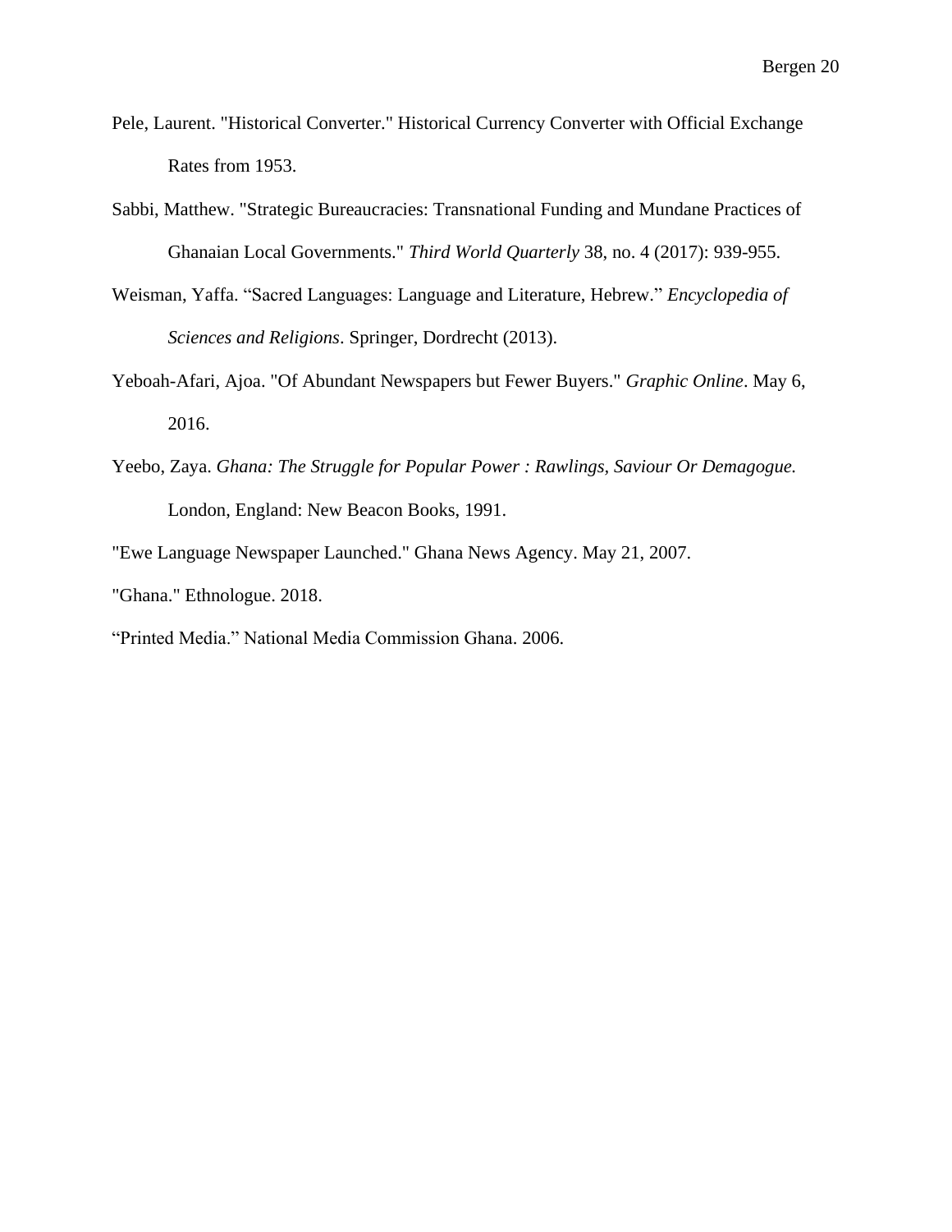Pele, Laurent. "Historical Converter." Historical Currency Converter with Official Exchange Rates from 1953.

Sabbi, Matthew. "Strategic Bureaucracies: Transnational Funding and Mundane Practices of Ghanaian Local Governments." *Third World Quarterly* 38, no. 4 (2017): 939-955.

Weisman, Yaffa. "Sacred Languages: Language and Literature, Hebrew." *Encyclopedia of Sciences and Religions*. Springer, Dordrecht (2013).

Yeboah-Afari, Ajoa. "Of Abundant Newspapers but Fewer Buyers." *Graphic Online*. May 6, 2016.

Yeebo, Zaya. *Ghana: The Struggle for Popular Power : Rawlings, Saviour Or Demagogue.* London, England: New Beacon Books, 1991.

"Ewe Language Newspaper Launched." Ghana News Agency. May 21, 2007.

"Ghana." Ethnologue. 2018.

"Printed Media." National Media Commission Ghana. 2006.